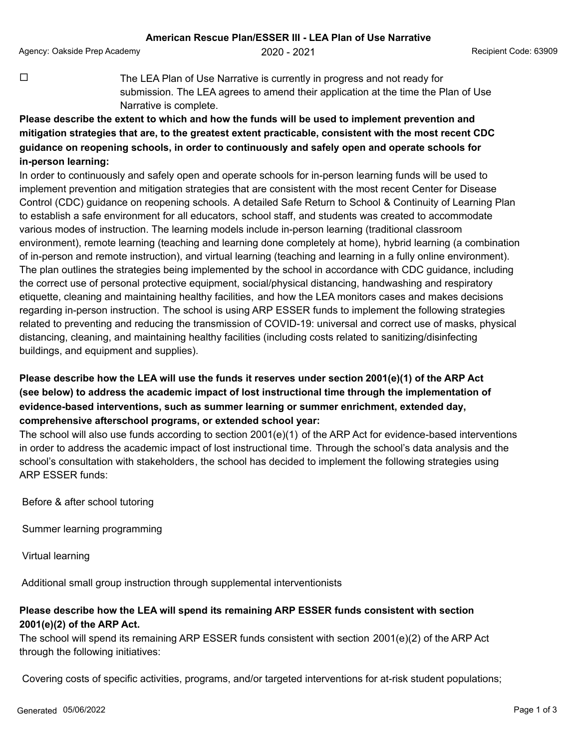**American Rescue Plan/ESSER III - LEA Plan of Use Narrative**

Agency: Oakside Prep Academy — 2020 - 2021 — Recipient Code: 63909

☐ The LEA Plan of Use Narrative is currently in progress and not ready for submission. The LEA agrees to amend their application at the time the Plan of Use Narrative is complete.

**Please describe the extent to which and how the funds will be used to implement prevention and mitigation strategies that are, to the greatest extent practicable, consistent with the most recent CDC guidance on reopening schools, in order to continuously and safely open and operate schools for in-person learning:**

In order to continuously and safely open and operate schools for in-person learning funds will be used to implement prevention and mitigation strategies that are consistent with the most recent Center for Disease Control (CDC) guidance on reopening schools. A detailed Safe Return to School & Continuity of Learning Plan to establish a safe environment for all educators, school staff, and students was created to accommodate various modes of instruction. The learning models include in-person learning (traditional classroom environment), remote learning (teaching and learning done completely at home), hybrid learning (a combination of in-person and remote instruction), and virtual learning (teaching and learning in a fully online environment). The plan outlines the strategies being implemented by the school in accordance with CDC guidance, including the correct use of personal protective equipment, social/physical distancing, handwashing and respiratory etiquette, cleaning and maintaining healthy facilities, and how the LEA monitors cases and makes decisions regarding in-person instruction. The school is using ARP ESSER funds to implement the following strategies related to preventing and reducing the transmission of COVID-19: universal and correct use of masks, physical distancing, cleaning, and maintaining healthy facilities (including costs related to sanitizing/disinfecting buildings, and equipment and supplies).

**Please describe how the LEA will use the funds it reserves under section 2001(e)(1) of the ARP Act (see below) to address the academic impact of lost instructional time through the implementation of evidence-based interventions, such as summer learning or summer enrichment, extended day, comprehensive afterschool programs, or extended school year:**

The school will also use funds according to section 2001(e)(1) of the ARP Act for evidence-based interventions in order to address the academic impact of lost instructional time. Through the school's data analysis and the school's consultation with stakeholders, the school has decided to implement the following strategies using ARP ESSER funds:

Before & after school tutoring

Summer learning programming

Virtual learning

Additional small group instruction through supplemental interventionists

**Please describe how the LEA will spend its remaining ARP ESSER funds consistent with section 2001(e)(2) of the ARP Act.**

The school will spend its remaining ARP ESSER funds consistent with section 2001(e)(2) of the ARP Act through the following initiatives:

Covering costs of specific activities, programs, and/or targeted interventions for at-risk student populations;

Generated 05/06/2022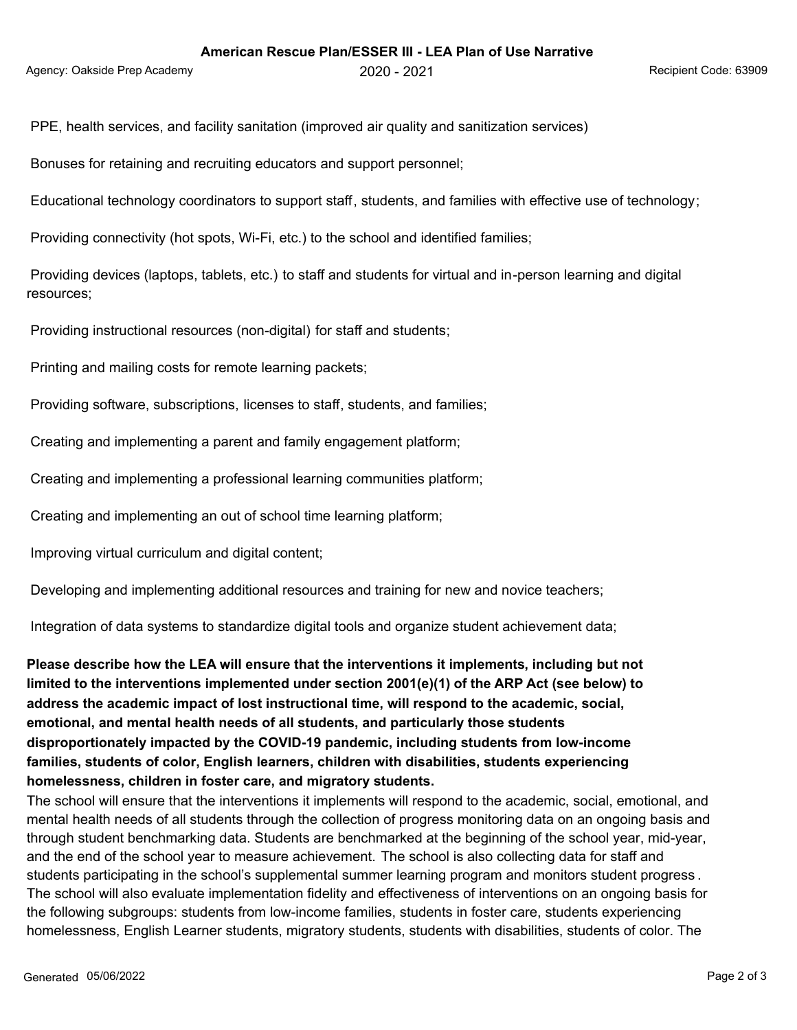PPE, health services, and facility sanitation (improved air quality and sanitization services)

Bonuses for retaining and recruiting educators and support personnel;

Educational technology coordinators to support staff, students, and families with effective use of technology;

Providing connectivity (hot spots, Wi-Fi, etc.) to the school and identified families;

Providing devices (laptops, tablets, etc.) to staff and students for virtual and in-person learning and digital resources;

Providing instructional resources (non-digital) for staff and students;

Printing and mailing costs for remote learning packets;

Providing software, subscriptions, licenses to staff, students, and families;

Creating and implementing a parent and family engagement platform;

Creating and implementing a professional learning communities platform;

Creating and implementing an out of school time learning platform;

Improving virtual curriculum and digital content;

Developing and implementing additional resources and training for new and novice teachers;

Integration of data systems to standardize digital tools and organize student achievement data;

**Please describe how the LEA will ensure that the interventions it implements, including but not limited to the interventions implemented under section 2001(e)(1) of the ARP Act (see below) to address the academic impact of lost instructional time, will respond to the academic, social, emotional, and mental health needs of all students, and particularly those students disproportionately impacted by the COVID-19 pandemic, including students from low-income families, students of color, English learners, children with disabilities, students experiencing homelessness, children in foster care, and migratory students.**

The school will ensure that the interventions it implements will respond to the academic, social, emotional, and mental health needs of all students through the collection of progress monitoring data on an ongoing basis and through student benchmarking data. Students are benchmarked at the beginning of the school year, mid-year, and the end of the school year to measure achievement. The school is also collecting data for staff and students participating in the school's supplemental summer learning program and monitors student progress. The school will also evaluate implementation fidelity and effectiveness of interventions on an ongoing basis for the following subgroups: students from low-income families, students in foster care, students experiencing homelessness, English Learner students, migratory students, students with disabilities, students of color. The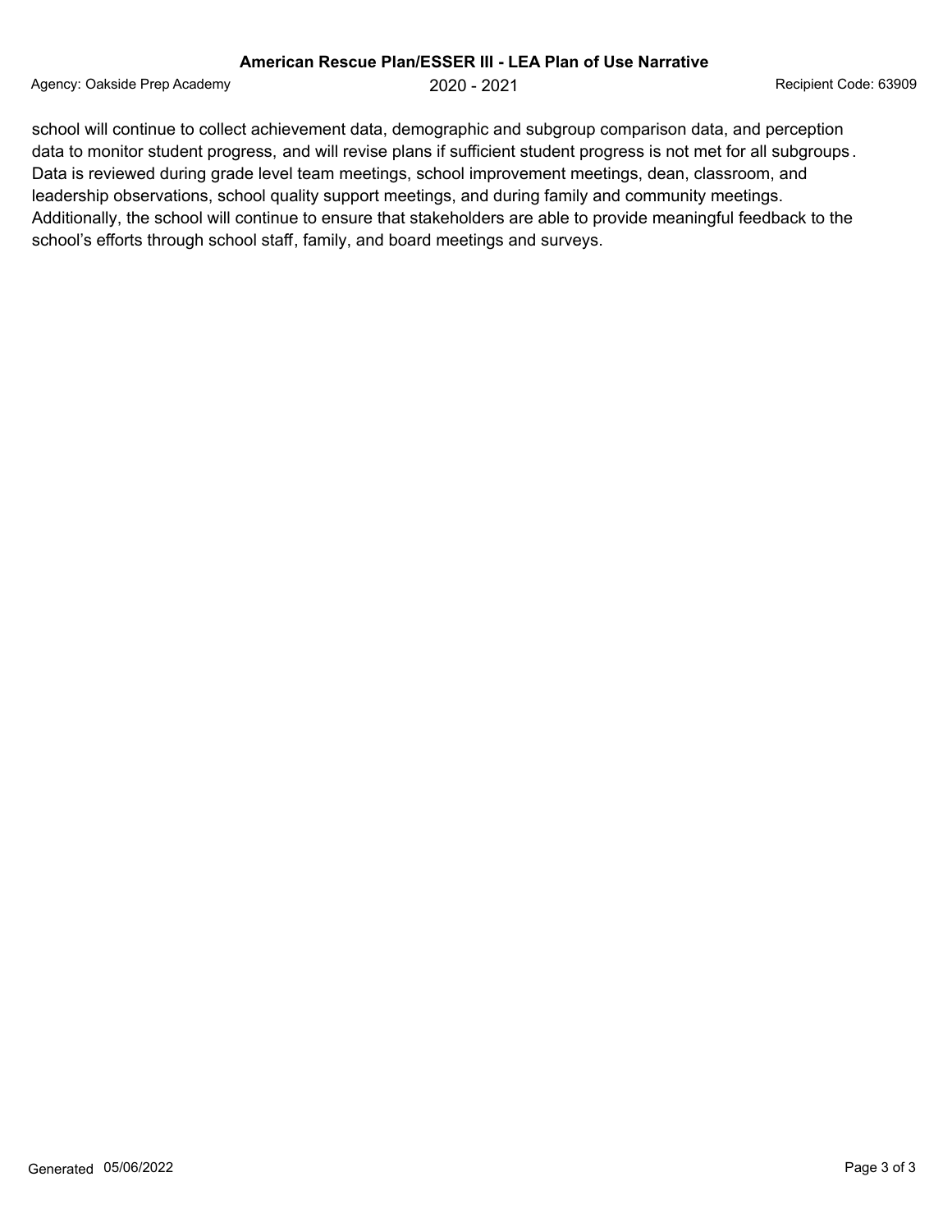school will continue to collect achievement data, demographic and subgroup comparison data, and perception data to monitor student progress, and will revise plans if sufficient student progress is not met for all subgroups. Data is reviewed during grade level team meetings, school improvement meetings, dean, classroom, and leadership observations, school quality support meetings, and during family and community meetings. Additionally, the school will continue to ensure that stakeholders are able to provide meaningful feedback to the school's efforts through school staff, family, and board meetings and surveys.